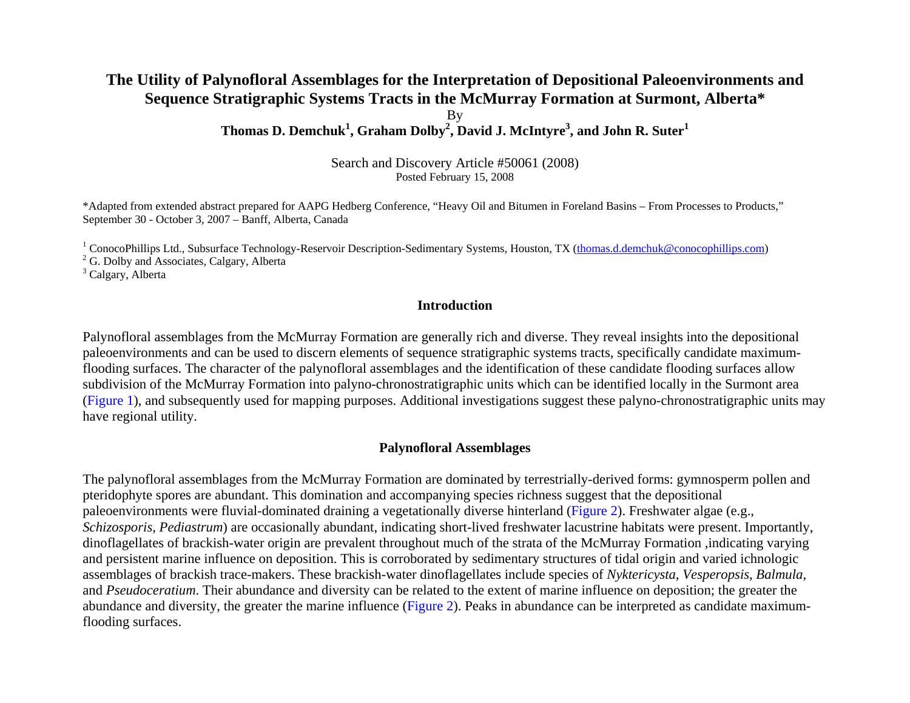# The Utility of Palynofloral Assemblages for the Interpretation of Depositional Paleoenvironments and Sequence Stratigraphic Systems Tracts in the McMurray Formation at Surmont, Alberta*

By

**Thomas D. Demchuk[1], Graham Dolby[2], David J. McIntyre[3], and John R. Suter[1]**

Search and Discovery Article #50061 (2008)
Posted February 15, 2008

*Adapted from extended abstract prepared for AAPG Hedberg Conference, "Heavy Oil and Bitumen in Foreland Basins – From Processes to Products," September 30 - October 3, 2007 – Banff, Alberta, Canada

[1] ConocoPhillips Ltd., Subsurface Technology-Reservoir Description-Sedimentary Systems, Houston, TX (thomas.d.demchuk@conocophillips.com)
[2] G. Dolby and Associates, Calgary, Alberta
[3] Calgary, Alberta

## Introduction

Palynofloral assemblages from the McMurray Formation are generally rich and diverse. They reveal insights into the depositional paleoenvironments and can be used to discern elements of sequence stratigraphic systems tracts, specifically candidate maximum-flooding surfaces. The character of the palynofloral assemblages and the identification of these candidate flooding surfaces allow subdivision of the McMurray Formation into palyno-chronostratigraphic units which can be identified locally in the Surmont area (Figure 1), and subsequently used for mapping purposes. Additional investigations suggest these palyno-chronostratigraphic units may have regional utility.

## Palynofloral Assemblages

The palynofloral assemblages from the McMurray Formation are dominated by terrestrially-derived forms: gymnosperm pollen and pteridophyte spores are abundant. This domination and accompanying species richness suggest that the depositional paleoenvironments were fluvial-dominated draining a vegetationally diverse hinterland (Figure 2). Freshwater algae (e.g., *Schizosporis*, *Pediastrum*) are occasionally abundant, indicating short-lived freshwater lacustrine habitats were present. Importantly, dinoflagellates of brackish-water origin are prevalent throughout much of the strata of the McMurray Formation ,indicating varying and persistent marine influence on deposition. This is corroborated by sedimentary structures of tidal origin and varied ichnologic assemblages of brackish trace-makers. These brackish-water dinoflagellates include species of *Nyktericysta*, *Vesperopsis*, *Balmula*, and *Pseudoceratium*. Their abundance and diversity can be related to the extent of marine influence on deposition; the greater the abundance and diversity, the greater the marine influence (Figure 2). Peaks in abundance can be interpreted as candidate maximum-flooding surfaces.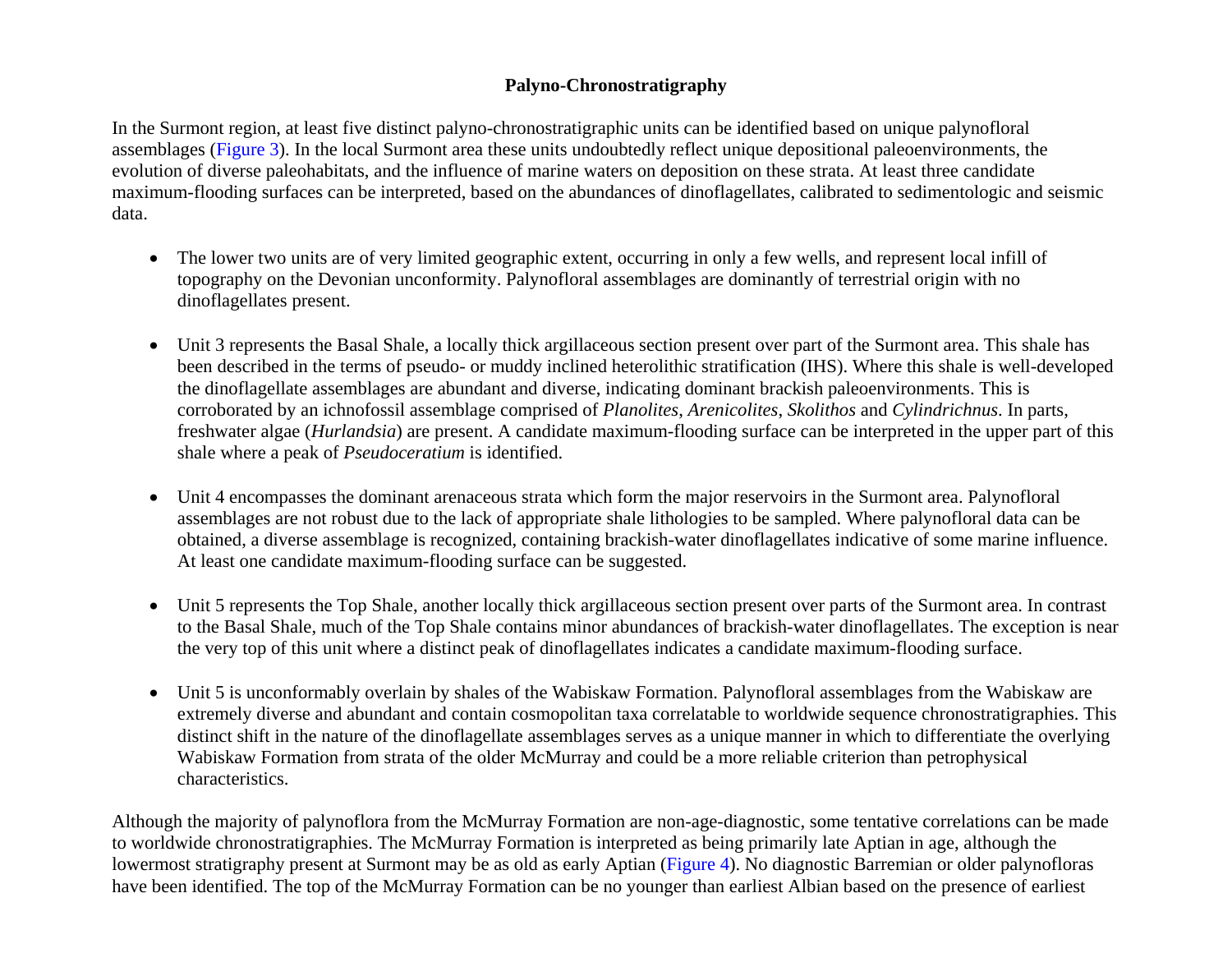## Palyno-Chronostratigraphy

In the Surmont region, at least five distinct palyno-chronostratigraphic units can be identified based on unique palynofloral assemblages (Figure 3). In the local Surmont area these units undoubtedly reflect unique depositional paleoenvironments, the evolution of diverse paleohabitats, and the influence of marine waters on deposition on these strata. At least three candidate maximum-flooding surfaces can be interpreted, based on the abundances of dinoflagellates, calibrated to sedimentologic and seismic data.

- The lower two units are of very limited geographic extent, occurring in only a few wells, and represent local infill of topography on the Devonian unconformity. Palynofloral assemblages are dominantly of terrestrial origin with no dinoflagellates present.

- Unit 3 represents the Basal Shale, a locally thick argillaceous section present over part of the Surmont area. This shale has been described in the terms of pseudo- or muddy inclined heterolithic stratification (IHS). Where this shale is well-developed the dinoflagellate assemblages are abundant and diverse, indicating dominant brackish paleoenvironments. This is corroborated by an ichnofossil assemblage comprised of *Planolites*, *Arenicolites*, *Skolithos* and *Cylindrichnus*. In parts, freshwater algae (*Hurlandsia*) are present. A candidate maximum-flooding surface can be interpreted in the upper part of this shale where a peak of *Pseudoceratium* is identified.

- Unit 4 encompasses the dominant arenaceous strata which form the major reservoirs in the Surmont area. Palynofloral assemblages are not robust due to the lack of appropriate shale lithologies to be sampled. Where palynofloral data can be obtained, a diverse assemblage is recognized, containing brackish-water dinoflagellates indicative of some marine influence. At least one candidate maximum-flooding surface can be suggested.

- Unit 5 represents the Top Shale, another locally thick argillaceous section present over parts of the Surmont area. In contrast to the Basal Shale, much of the Top Shale contains minor abundances of brackish-water dinoflagellates. The exception is near the very top of this unit where a distinct peak of dinoflagellates indicates a candidate maximum-flooding surface.

- Unit 5 is unconformably overlain by shales of the Wabiskaw Formation. Palynofloral assemblages from the Wabiskaw are extremely diverse and abundant and contain cosmopolitan taxa correlatable to worldwide sequence chronostratigraphies. This distinct shift in the nature of the dinoflagellate assemblages serves as a unique manner in which to differentiate the overlying Wabiskaw Formation from strata of the older McMurray and could be a more reliable criterion than petrophysical characteristics.

Although the majority of palynoflora from the McMurray Formation are non-age-diagnostic, some tentative correlations can be made to worldwide chronostratigraphies. The McMurray Formation is interpreted as being primarily late Aptian in age, although the lowermost stratigraphy present at Surmont may be as old as early Aptian (Figure 4). No diagnostic Barremian or older palynofloras have been identified. The top of the McMurray Formation can be no younger than earliest Albian based on the presence of earliest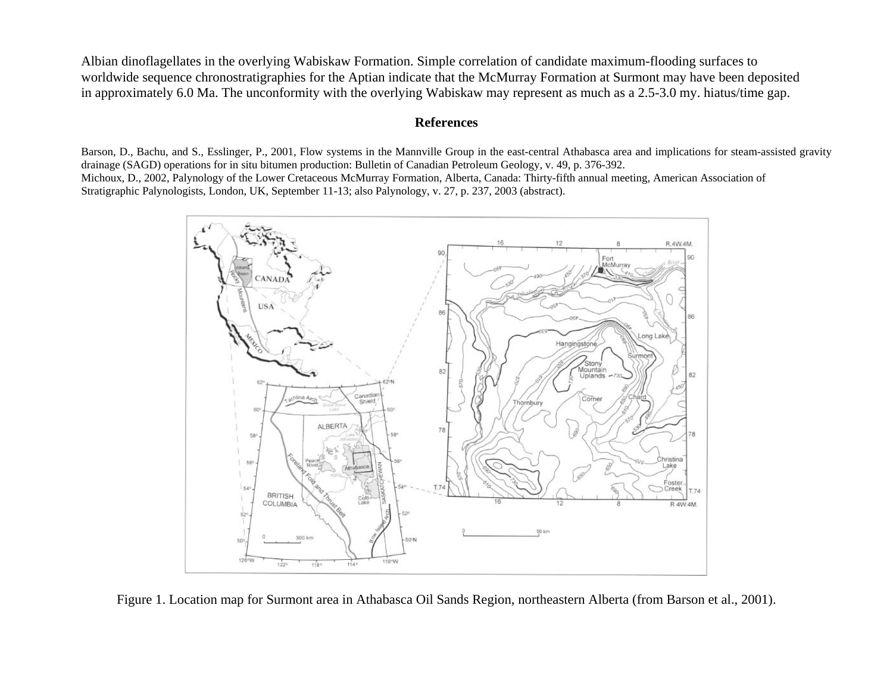Albian dinoflagellates in the overlying Wabiskaw Formation. Simple correlation of candidate maximum-flooding surfaces to worldwide sequence chronostratigraphies for the Aptian indicate that the McMurray Formation at Surmont may have been deposited in approximately 6.0 Ma. The unconformity with the overlying Wabiskaw may represent as much as a 2.5-3.0 my. hiatus/time gap.

## References

Barson, D., Bachu, and S., Esslinger, P., 2001, Flow systems in the Mannville Group in the east-central Athabasca area and implications for steam-assisted gravity drainage (SAGD) operations for in situ bitumen production: Bulletin of Canadian Petroleum Geology, v. 49, p. 376-392.

Michoux, D., 2002, Palynology of the Lower Cretaceous McMurray Formation, Alberta, Canada: Thirty-fifth annual meeting, American Association of Stratigraphic Palynologists, London, UK, September 11-13; also Palynology, v. 27, p. 237, 2003 (abstract).

Figure 1. Location map for Surmont area in Athabasca Oil Sands Region, northeastern Alberta (from Barson et al., 2001).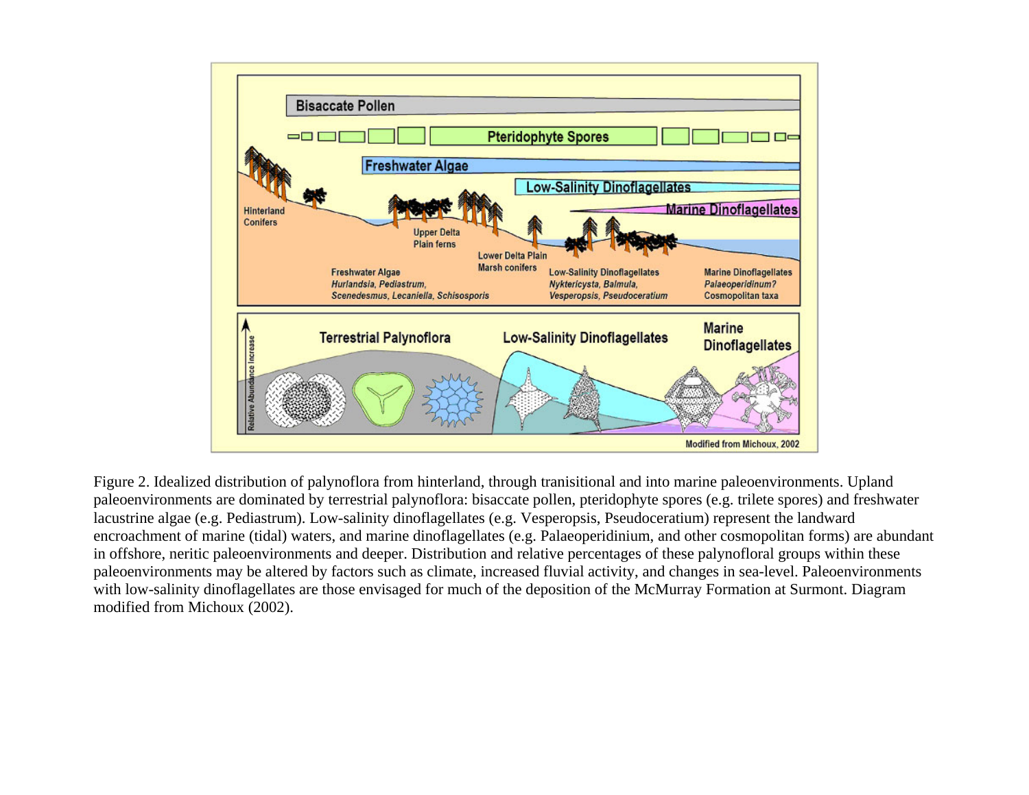Figure 2. Idealized distribution of palynoflora from hinterland, through tranisitional and into marine paleoenvironments. Upland paleoenvironments are dominated by terrestrial palynoflora: bisaccate pollen, pteridophyte spores (e.g. trilete spores) and freshwater lacustrine algae (e.g. Pediastrum). Low-salinity dinoflagellates (e.g. Vesperopsis, Pseudoceratium) represent the landward encroachment of marine (tidal) waters, and marine dinoflagellates (e.g. Palaeoperidinium, and other cosmopolitan forms) are abundant in offshore, neritic paleoenvironments and deeper. Distribution and relative percentages of these palynofloral groups within these paleoenvironments may be altered by factors such as climate, increased fluvial activity, and changes in sea-level. Paleoenvironments with low-salinity dinoflagellates are those envisaged for much of the deposition of the McMurray Formation at Surmont. Diagram modified from Michoux (2002).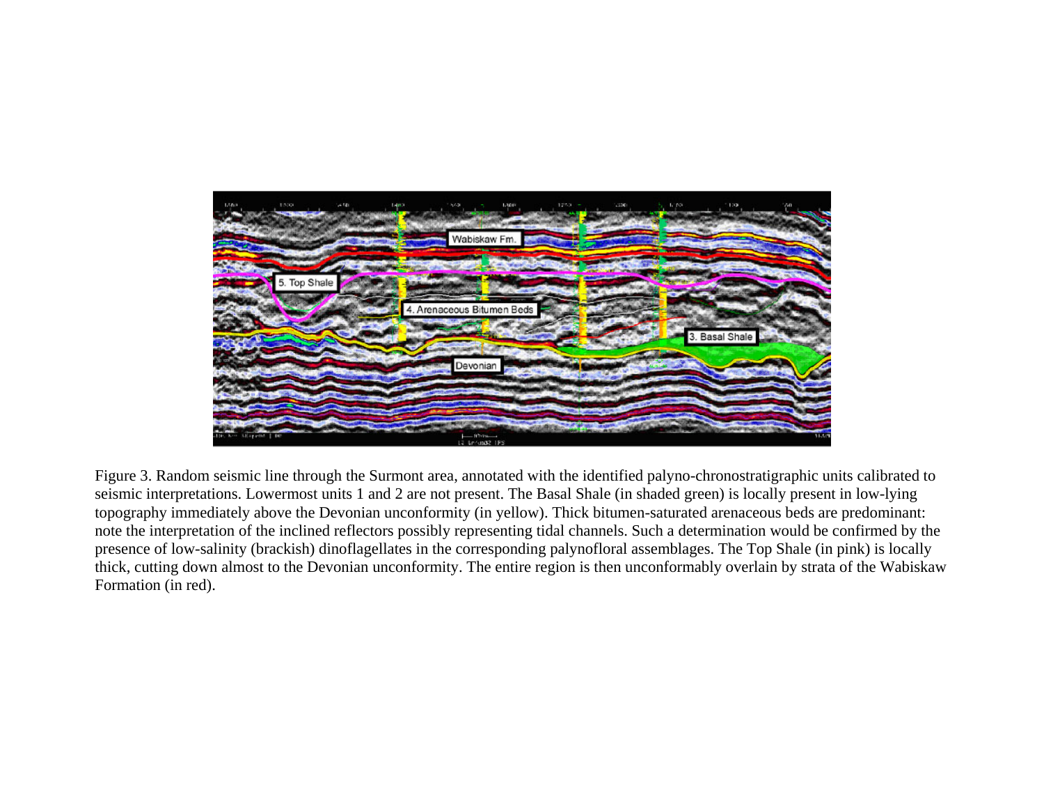Figure 3. Random seismic line through the Surmont area, annotated with the identified palyno-chronostratigraphic units calibrated to seismic interpretations. Lowermost units 1 and 2 are not present. The Basal Shale (in shaded green) is locally present in low-lying topography immediately above the Devonian unconformity (in yellow). Thick bitumen-saturated arenaceous beds are predominant: note the interpretation of the inclined reflectors possibly representing tidal channels. Such a determination would be confirmed by the presence of low-salinity (brackish) dinoflagellates in the corresponding palynofloral assemblages. The Top Shale (in pink) is locally thick, cutting down almost to the Devonian unconformity. The entire region is then unconformably overlain by strata of the Wabiskaw Formation (in red).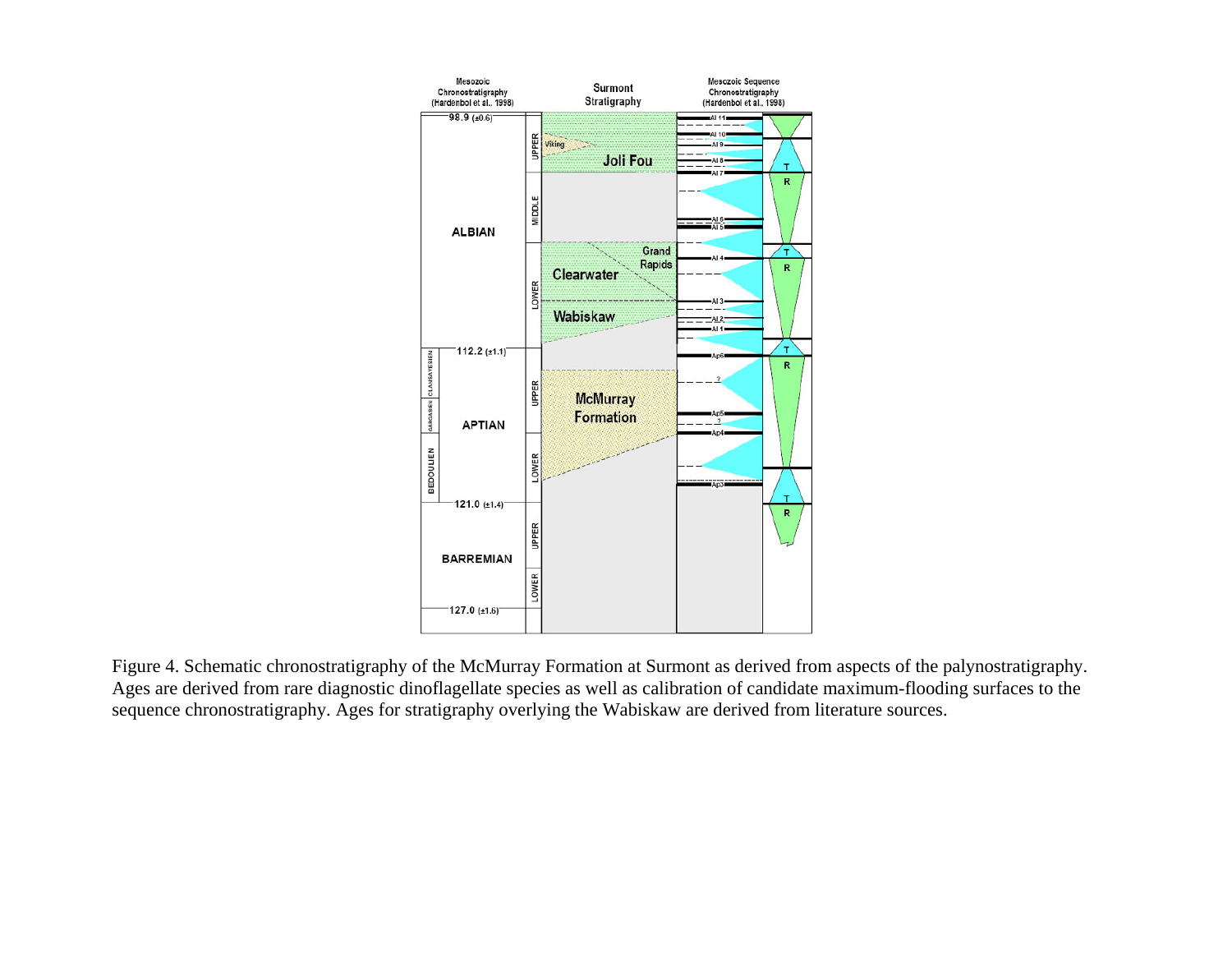Mesozoic Chronostratigraphy (Hardenbol et al., 1998)

Surmont Stratigraphy

Mesozoic Sequence Chronostratigraphy (Hardenbol et al., 1998)

98.9 (±0.6)

ALBIAN

UPPER

MIDDLE

LOWER

Viking

Joli Fou

Grand Rapids

Clearwater

Wabiskaw

Al 11

Al 10

Al 9

Al 8

Al 7

Al 6

Al 5

Al 4

Al 3

Al 2

Al 1

112.2 (±1.1)

CLANSAYESIEN

GARGASIEN

BEDOULIEN

APTIAN

UPPER

LOWER

McMurray Formation

Ap6

?

Ap5

?

Ap4

Ap3

121.0 (±1.4)

BARREMIAN

UPPER

LOWER

127.0 (±1.6)

T

R

T

R

T

R

T

R

Figure 4. Schematic chronostratigraphy of the McMurray Formation at Surmont as derived from aspects of the palynostratigraphy. Ages are derived from rare diagnostic dinoflagellate species as well as calibration of candidate maximum-flooding surfaces to the sequence chronostratigraphy. Ages for stratigraphy overlying the Wabiskaw are derived from literature sources.